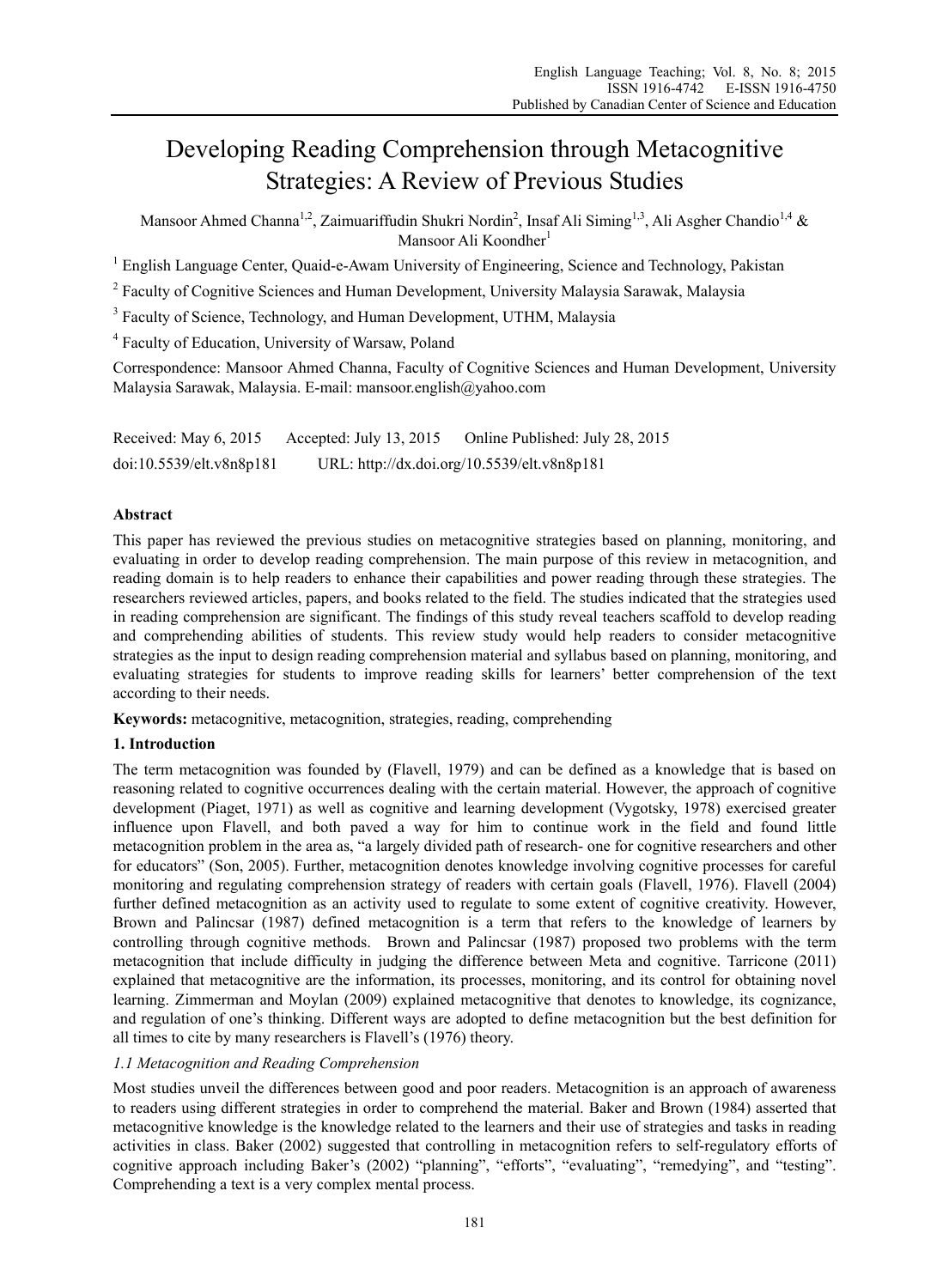# Developing Reading Comprehension through Metacognitive Strategies: A Review of Previous Studies

Mansoor Ahmed Channa[1,2], Zaimuariffudin Shukri Nordin[2], Insaf Ali Siming[1,3], Ali Asgher Chandio[1,4] & Mansoor Ali Koondher[1]

[1] English Language Center, Quaid-e-Awam University of Engineering, Science and Technology, Pakistan

[2] Faculty of Cognitive Sciences and Human Development, University Malaysia Sarawak, Malaysia

[3] Faculty of Science, Technology, and Human Development, UTHM, Malaysia

[4] Faculty of Education, University of Warsaw, Poland

Correspondence: Mansoor Ahmed Channa, Faculty of Cognitive Sciences and Human Development, University Malaysia Sarawak, Malaysia. E-mail: mansoor.english@yahoo.com

Received: May 6, 2015 Accepted: July 13, 2015 Online Published: July 28, 2015

doi:10.5539/elt.v8n8p181 URL: http://dx.doi.org/10.5539/elt.v8n8p181

## Abstract

This paper has reviewed the previous studies on metacognitive strategies based on planning, monitoring, and evaluating in order to develop reading comprehension. The main purpose of this review in metacognition, and reading domain is to help readers to enhance their capabilities and power reading through these strategies. The researchers reviewed articles, papers, and books related to the field. The studies indicated that the strategies used in reading comprehension are significant. The findings of this study reveal teachers scaffold to develop reading and comprehending abilities of students. This review study would help readers to consider metacognitive strategies as the input to design reading comprehension material and syllabus based on planning, monitoring, and evaluating strategies for students to improve reading skills for learners' better comprehension of the text according to their needs.

**Keywords:** metacognitive, metacognition, strategies, reading, comprehending

## 1. Introduction

The term metacognition was founded by (Flavell, 1979) and can be defined as a knowledge that is based on reasoning related to cognitive occurrences dealing with the certain material. However, the approach of cognitive development (Piaget, 1971) as well as cognitive and learning development (Vygotsky, 1978) exercised greater influence upon Flavell, and both paved a way for him to continue work in the field and found little metacognition problem in the area as, "a largely divided path of research- one for cognitive researchers and other for educators" (Son, 2005). Further, metacognition denotes knowledge involving cognitive processes for careful monitoring and regulating comprehension strategy of readers with certain goals (Flavell, 1976). Flavell (2004) further defined metacognition as an activity used to regulate to some extent of cognitive creativity. However, Brown and Palincsar (1987) defined metacognition is a term that refers to the knowledge of learners by controlling through cognitive methods. Brown and Palincsar (1987) proposed two problems with the term metacognition that include difficulty in judging the difference between Meta and cognitive. Tarricone (2011) explained that metacognitive are the information, its processes, monitoring, and its control for obtaining novel learning. Zimmerman and Moylan (2009) explained metacognitive that denotes to knowledge, its cognizance, and regulation of one's thinking. Different ways are adopted to define metacognition but the best definition for all times to cite by many researchers is Flavell's (1976) theory.

### *1.1 Metacognition and Reading Comprehension*

Most studies unveil the differences between good and poor readers. Metacognition is an approach of awareness to readers using different strategies in order to comprehend the material. Baker and Brown (1984) asserted that metacognitive knowledge is the knowledge related to the learners and their use of strategies and tasks in reading activities in class. Baker (2002) suggested that controlling in metacognition refers to self-regulatory efforts of cognitive approach including Baker's (2002) "planning", "efforts", "evaluating", "remedying", and "testing". Comprehending a text is a very complex mental process.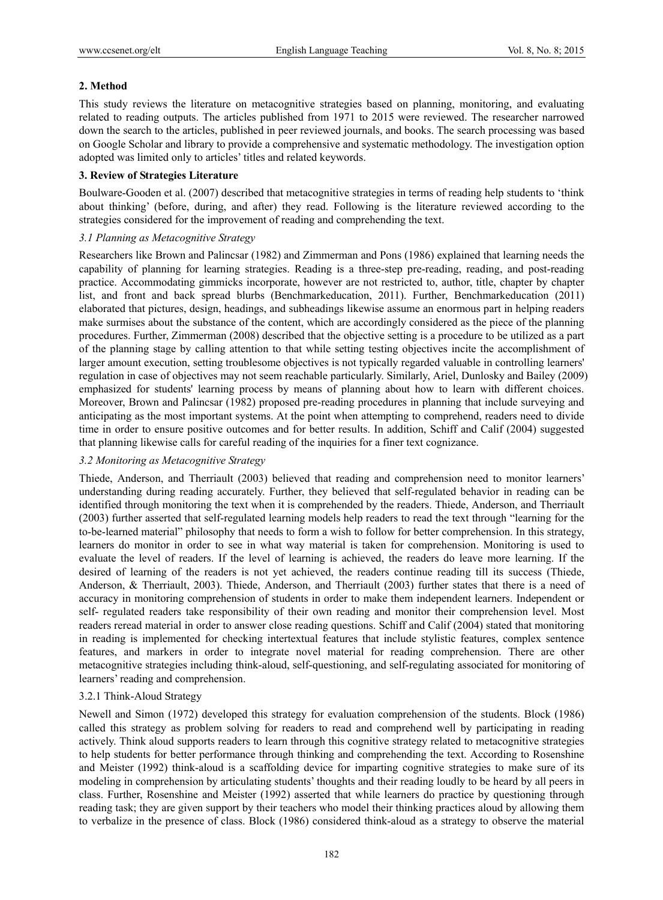## 2. Method

This study reviews the literature on metacognitive strategies based on planning, monitoring, and evaluating related to reading outputs. The articles published from 1971 to 2015 were reviewed. The researcher narrowed down the search to the articles, published in peer reviewed journals, and books. The search processing was based on Google Scholar and library to provide a comprehensive and systematic methodology. The investigation option adopted was limited only to articles' titles and related keywords.

## 3. Review of Strategies Literature

Boulware-Gooden et al. (2007) described that metacognitive strategies in terms of reading help students to 'think about thinking' (before, during, and after) they read. Following is the literature reviewed according to the strategies considered for the improvement of reading and comprehending the text.

### *3.1 Planning as Metacognitive Strategy*

Researchers like Brown and Palincsar (1982) and Zimmerman and Pons (1986) explained that learning needs the capability of planning for learning strategies. Reading is a three-step pre-reading, reading, and post-reading practice. Accommodating gimmicks incorporate, however are not restricted to, author, title, chapter by chapter list, and front and back spread blurbs (Benchmarkeducation, 2011). Further, Benchmarkeducation (2011) elaborated that pictures, design, headings, and subheadings likewise assume an enormous part in helping readers make surmises about the substance of the content, which are accordingly considered as the piece of the planning procedures. Further, Zimmerman (2008) described that the objective setting is a procedure to be utilized as a part of the planning stage by calling attention to that while setting testing objectives incite the accomplishment of larger amount execution, setting troublesome objectives is not typically regarded valuable in controlling learners' regulation in case of objectives may not seem reachable particularly. Similarly, Ariel, Dunlosky and Bailey (2009) emphasized for students' learning process by means of planning about how to learn with different choices. Moreover, Brown and Palincsar (1982) proposed pre-reading procedures in planning that include surveying and anticipating as the most important systems. At the point when attempting to comprehend, readers need to divide time in order to ensure positive outcomes and for better results. In addition, Schiff and Calif (2004) suggested that planning likewise calls for careful reading of the inquiries for a finer text cognizance.

### *3.2 Monitoring as Metacognitive Strategy*

Thiede, Anderson, and Therriault (2003) believed that reading and comprehension need to monitor learners' understanding during reading accurately. Further, they believed that self-regulated behavior in reading can be identified through monitoring the text when it is comprehended by the readers. Thiede, Anderson, and Therriault (2003) further asserted that self-regulated learning models help readers to read the text through "learning for the to-be-learned material" philosophy that needs to form a wish to follow for better comprehension. In this strategy, learners do monitor in order to see in what way material is taken for comprehension. Monitoring is used to evaluate the level of readers. If the level of learning is achieved, the readers do leave more learning. If the desired of learning of the readers is not yet achieved, the readers continue reading till its success (Thiede, Anderson, & Therriault, 2003). Thiede, Anderson, and Therriault (2003) further states that there is a need of accuracy in monitoring comprehension of students in order to make them independent learners. Independent or self- regulated readers take responsibility of their own reading and monitor their comprehension level. Most readers reread material in order to answer close reading questions. Schiff and Calif (2004) stated that monitoring in reading is implemented for checking intertextual features that include stylistic features, complex sentence features, and markers in order to integrate novel material for reading comprehension. There are other metacognitive strategies including think-aloud, self-questioning, and self-regulating associated for monitoring of learners' reading and comprehension.

#### 3.2.1 Think-Aloud Strategy

Newell and Simon (1972) developed this strategy for evaluation comprehension of the students. Block (1986) called this strategy as problem solving for readers to read and comprehend well by participating in reading actively. Think aloud supports readers to learn through this cognitive strategy related to metacognitive strategies to help students for better performance through thinking and comprehending the text. According to Rosenshine and Meister (1992) think-aloud is a scaffolding device for imparting cognitive strategies to make sure of its modeling in comprehension by articulating students' thoughts and their reading loudly to be heard by all peers in class. Further, Rosenshine and Meister (1992) asserted that while learners do practice by questioning through reading task; they are given support by their teachers who model their thinking practices aloud by allowing them to verbalize in the presence of class. Block (1986) considered think-aloud as a strategy to observe the material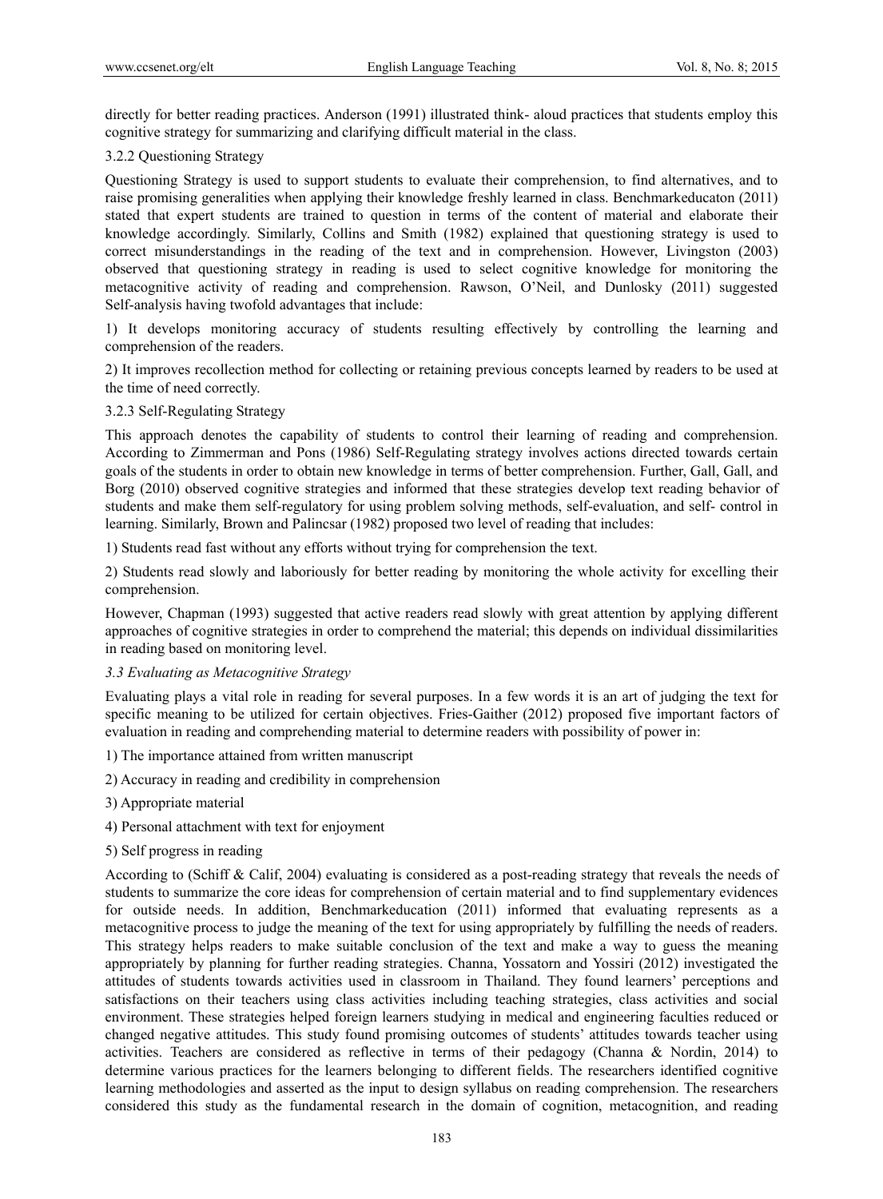directly for better reading practices. Anderson (1991) illustrated think- aloud practices that students employ this cognitive strategy for summarizing and clarifying difficult material in the class.

#### 3.2.2 Questioning Strategy

Questioning Strategy is used to support students to evaluate their comprehension, to find alternatives, and to raise promising generalities when applying their knowledge freshly learned in class. Benchmarkeducaton (2011) stated that expert students are trained to question in terms of the content of material and elaborate their knowledge accordingly. Similarly, Collins and Smith (1982) explained that questioning strategy is used to correct misunderstandings in the reading of the text and in comprehension. However, Livingston (2003) observed that questioning strategy in reading is used to select cognitive knowledge for monitoring the metacognitive activity of reading and comprehension. Rawson, O'Neil, and Dunlosky (2011) suggested Self-analysis having twofold advantages that include:

1) It develops monitoring accuracy of students resulting effectively by controlling the learning and comprehension of the readers.

2) It improves recollection method for collecting or retaining previous concepts learned by readers to be used at the time of need correctly.

#### 3.2.3 Self-Regulating Strategy

This approach denotes the capability of students to control their learning of reading and comprehension. According to Zimmerman and Pons (1986) Self-Regulating strategy involves actions directed towards certain goals of the students in order to obtain new knowledge in terms of better comprehension. Further, Gall, Gall, and Borg (2010) observed cognitive strategies and informed that these strategies develop text reading behavior of students and make them self-regulatory for using problem solving methods, self-evaluation, and self- control in learning. Similarly, Brown and Palincsar (1982) proposed two level of reading that includes:

1) Students read fast without any efforts without trying for comprehension the text.

2) Students read slowly and laboriously for better reading by monitoring the whole activity for excelling their comprehension.

However, Chapman (1993) suggested that active readers read slowly with great attention by applying different approaches of cognitive strategies in order to comprehend the material; this depends on individual dissimilarities in reading based on monitoring level.

### *3.3 Evaluating as Metacognitive Strategy*

Evaluating plays a vital role in reading for several purposes. In a few words it is an art of judging the text for specific meaning to be utilized for certain objectives. Fries-Gaither (2012) proposed five important factors of evaluation in reading and comprehending material to determine readers with possibility of power in:

1) The importance attained from written manuscript

2) Accuracy in reading and credibility in comprehension

3) Appropriate material

4) Personal attachment with text for enjoyment

5) Self progress in reading

According to (Schiff & Calif, 2004) evaluating is considered as a post-reading strategy that reveals the needs of students to summarize the core ideas for comprehension of certain material and to find supplementary evidences for outside needs. In addition, Benchmarkeducation (2011) informed that evaluating represents as a metacognitive process to judge the meaning of the text for using appropriately by fulfilling the needs of readers. This strategy helps readers to make suitable conclusion of the text and make a way to guess the meaning appropriately by planning for further reading strategies. Channa, Yossatorn and Yossiri (2012) investigated the attitudes of students towards activities used in classroom in Thailand. They found learners' perceptions and satisfactions on their teachers using class activities including teaching strategies, class activities and social environment. These strategies helped foreign learners studying in medical and engineering faculties reduced or changed negative attitudes. This study found promising outcomes of students' attitudes towards teacher using activities. Teachers are considered as reflective in terms of their pedagogy (Channa & Nordin, 2014) to determine various practices for the learners belonging to different fields. The researchers identified cognitive learning methodologies and asserted as the input to design syllabus on reading comprehension. The researchers considered this study as the fundamental research in the domain of cognition, metacognition, and reading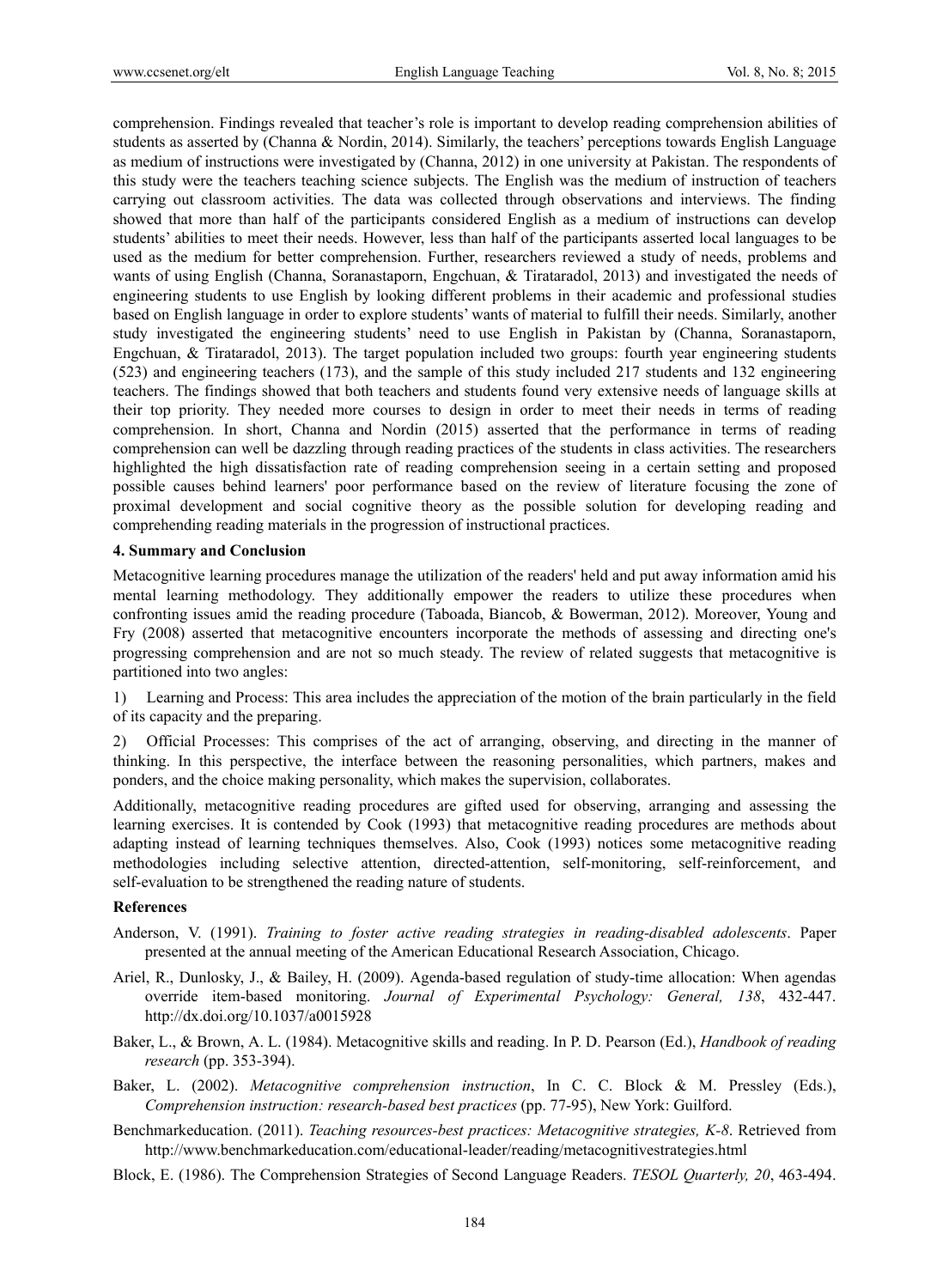comprehension. Findings revealed that teacher's role is important to develop reading comprehension abilities of students as asserted by (Channa & Nordin, 2014). Similarly, the teachers' perceptions towards English Language as medium of instructions were investigated by (Channa, 2012) in one university at Pakistan. The respondents of this study were the teachers teaching science subjects. The English was the medium of instruction of teachers carrying out classroom activities. The data was collected through observations and interviews. The finding showed that more than half of the participants considered English as a medium of instructions can develop students' abilities to meet their needs. However, less than half of the participants asserted local languages to be used as the medium for better comprehension. Further, researchers reviewed a study of needs, problems and wants of using English (Channa, Soranastaporn, Engchuan, & Tirataradol, 2013) and investigated the needs of engineering students to use English by looking different problems in their academic and professional studies based on English language in order to explore students' wants of material to fulfill their needs. Similarly, another study investigated the engineering students' need to use English in Pakistan by (Channa, Soranastaporn, Engchuan, & Tirataradol, 2013). The target population included two groups: fourth year engineering students (523) and engineering teachers (173), and the sample of this study included 217 students and 132 engineering teachers. The findings showed that both teachers and students found very extensive needs of language skills at their top priority. They needed more courses to design in order to meet their needs in terms of reading comprehension. In short, Channa and Nordin (2015) asserted that the performance in terms of reading comprehension can well be dazzling through reading practices of the students in class activities. The researchers highlighted the high dissatisfaction rate of reading comprehension seeing in a certain setting and proposed possible causes behind learners' poor performance based on the review of literature focusing the zone of proximal development and social cognitive theory as the possible solution for developing reading and comprehending reading materials in the progression of instructional practices.

## 4. Summary and Conclusion

Metacognitive learning procedures manage the utilization of the readers' held and put away information amid his mental learning methodology. They additionally empower the readers to utilize these procedures when confronting issues amid the reading procedure (Taboada, Biancob, & Bowerman, 2012). Moreover, Young and Fry (2008) asserted that metacognitive encounters incorporate the methods of assessing and directing one's progressing comprehension and are not so much steady. The review of related suggests that metacognitive is partitioned into two angles:

1) Learning and Process: This area includes the appreciation of the motion of the brain particularly in the field of its capacity and the preparing.

2) Official Processes: This comprises of the act of arranging, observing, and directing in the manner of thinking. In this perspective, the interface between the reasoning personalities, which partners, makes and ponders, and the choice making personality, which makes the supervision, collaborates.

Additionally, metacognitive reading procedures are gifted used for observing, arranging and assessing the learning exercises. It is contended by Cook (1993) that metacognitive reading procedures are methods about adapting instead of learning techniques themselves. Also, Cook (1993) notices some metacognitive reading methodologies including selective attention, directed-attention, self-monitoring, self-reinforcement, and self-evaluation to be strengthened the reading nature of students.

## References

Anderson, V. (1991). *Training to foster active reading strategies in reading-disabled adolescents*. Paper presented at the annual meeting of the American Educational Research Association, Chicago.

Ariel, R., Dunlosky, J., & Bailey, H. (2009). Agenda-based regulation of study-time allocation: When agendas override item-based monitoring. *Journal of Experimental Psychology: General, 138*, 432-447. http://dx.doi.org/10.1037/a0015928

Baker, L., & Brown, A. L. (1984). Metacognitive skills and reading. In P. D. Pearson (Ed.), *Handbook of reading research* (pp. 353-394).

Baker, L. (2002). *Metacognitive comprehension instruction*, In C. C. Block & M. Pressley (Eds.), *Comprehension instruction: research-based best practices* (pp. 77-95), New York: Guilford.

Benchmarkeducation. (2011). *Teaching resources-best practices: Metacognitive strategies, K-8*. Retrieved from http://www.benchmarkeducation.com/educational-leader/reading/metacognitivestrategies.html

Block, E. (1986). The Comprehension Strategies of Second Language Readers. *TESOL Quarterly, 20*, 463-494.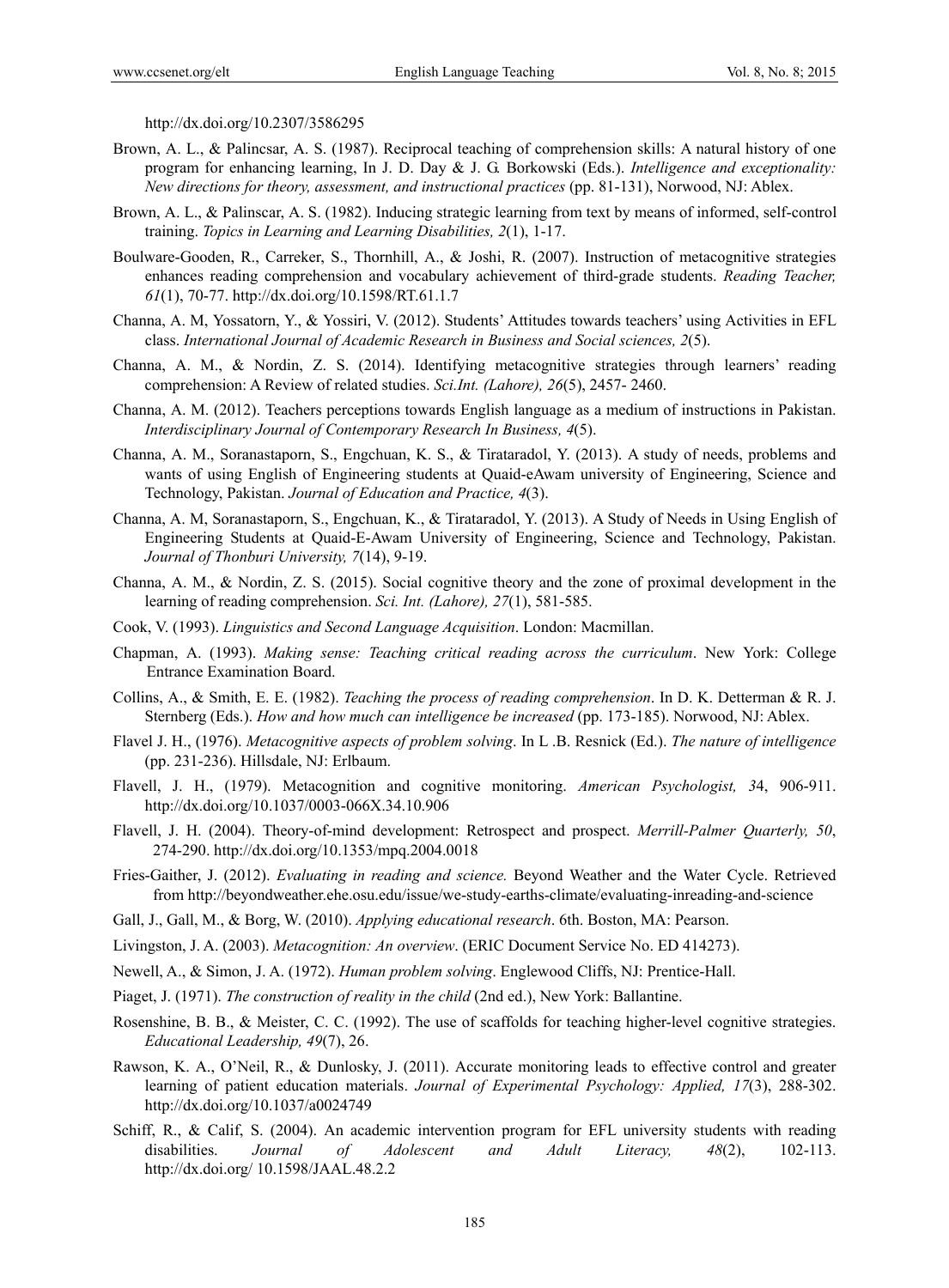http://dx.doi.org/10.2307/3586295

Brown, A. L., & Palincsar, A. S. (1987). Reciprocal teaching of comprehension skills: A natural history of one program for enhancing learning, In J. D. Day & J. G. Borkowski (Eds.). *Intelligence and exceptionality: New directions for theory, assessment, and instructional practices* (pp. 81-131), Norwood, NJ: Ablex.

Brown, A. L., & Palinscar, A. S. (1982). Inducing strategic learning from text by means of informed, self-control training. *Topics in Learning and Learning Disabilities, 2*(1), 1-17.

Boulware-Gooden, R., Carreker, S., Thornhill, A., & Joshi, R. (2007). Instruction of metacognitive strategies enhances reading comprehension and vocabulary achievement of third-grade students. *Reading Teacher, 61*(1), 70-77. http://dx.doi.org/10.1598/RT.61.1.7

Channa, A. M, Yossatorn, Y., & Yossiri, V. (2012). Students' Attitudes towards teachers' using Activities in EFL class. *International Journal of Academic Research in Business and Social sciences, 2*(5).

Channa, A. M., & Nordin, Z. S. (2014). Identifying metacognitive strategies through learners' reading comprehension: A Review of related studies. *Sci.Int. (Lahore), 26*(5), 2457- 2460.

Channa, A. M. (2012). Teachers perceptions towards English language as a medium of instructions in Pakistan. *Interdisciplinary Journal of Contemporary Research In Business, 4*(5).

Channa, A. M., Soranastaporn, S., Engchuan, K. S., & Tirataradol, Y. (2013). A study of needs, problems and wants of using English of Engineering students at Quaid-eAwam university of Engineering, Science and Technology, Pakistan. *Journal of Education and Practice, 4*(3).

Channa, A. M, Soranastaporn, S., Engchuan, K., & Tirataradol, Y. (2013). A Study of Needs in Using English of Engineering Students at Quaid-E-Awam University of Engineering, Science and Technology, Pakistan. *Journal of Thonburi University, 7*(14), 9-19.

Channa, A. M., & Nordin, Z. S. (2015). Social cognitive theory and the zone of proximal development in the learning of reading comprehension. *Sci. Int. (Lahore), 27*(1), 581-585.

Cook, V. (1993). *Linguistics and Second Language Acquisition*. London: Macmillan.

Chapman, A. (1993). *Making sense: Teaching critical reading across the curriculum*. New York: College Entrance Examination Board.

Collins, A., & Smith, E. E. (1982). *Teaching the process of reading comprehension*. In D. K. Detterman & R. J. Sternberg (Eds.). *How and how much can intelligence be increased* (pp. 173-185). Norwood, NJ: Ablex.

Flavel J. H., (1976). *Metacognitive aspects of problem solving*. In L .B. Resnick (Ed.). *The nature of intelligence* (pp. 231-236). Hillsdale, NJ: Erlbaum.

Flavell, J. H., (1979). Metacognition and cognitive monitoring. *American Psychologist, 3*4, 906-911. http://dx.doi.org/10.1037/0003-066X.34.10.906

Flavell, J. H. (2004). Theory-of-mind development: Retrospect and prospect. *Merrill-Palmer Quarterly, 50*, 274-290. http://dx.doi.org/10.1353/mpq.2004.0018

Fries-Gaither, J. (2012). *Evaluating in reading and science.* Beyond Weather and the Water Cycle. Retrieved from http://beyondweather.ehe.osu.edu/issue/we-study-earths-climate/evaluating-inreading-and-science

Gall, J., Gall, M., & Borg, W. (2010). *Applying educational research*. 6th. Boston, MA: Pearson.

Livingston, J. A. (2003). *Metacognition: An overview*. (ERIC Document Service No. ED 414273).

Newell, A., & Simon, J. A. (1972). *Human problem solving*. Englewood Cliffs, NJ: Prentice-Hall.

Piaget, J. (1971). *The construction of reality in the child* (2nd ed.), New York: Ballantine.

Rosenshine, B. B., & Meister, C. C. (1992). The use of scaffolds for teaching higher-level cognitive strategies. *Educational Leadership, 49*(7), 26.

Rawson, K. A., O'Neil, R., & Dunlosky, J. (2011). Accurate monitoring leads to effective control and greater learning of patient education materials. *Journal of Experimental Psychology: Applied, 17*(3), 288-302. http://dx.doi.org/10.1037/a0024749

Schiff, R., & Calif, S. (2004). An academic intervention program for EFL university students with reading disabilities. *Journal of Adolescent and Adult Literacy, 48*(2), 102-113. http://dx.doi.org/ 10.1598/JAAL.48.2.2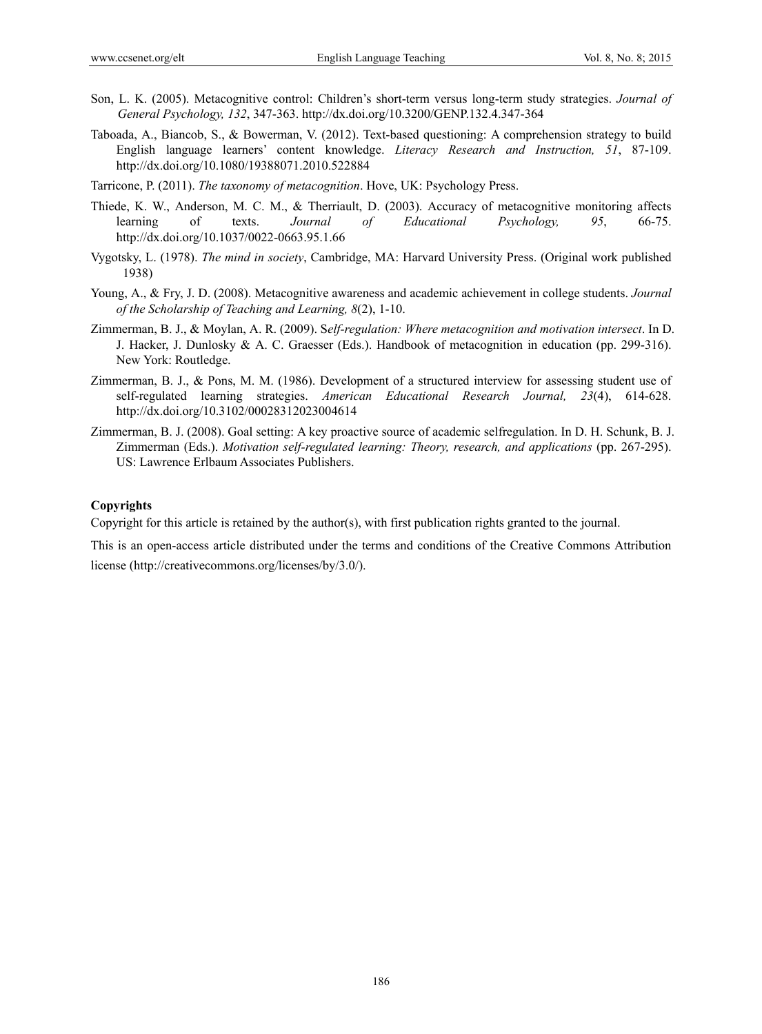Son, L. K. (2005). Metacognitive control: Children's short-term versus long-term study strategies. *Journal of General Psychology, 132*, 347-363. http://dx.doi.org/10.3200/GENP.132.4.347-364

Taboada, A., Biancob, S., & Bowerman, V. (2012). Text-based questioning: A comprehension strategy to build English language learners' content knowledge. *Literacy Research and Instruction, 51*, 87-109. http://dx.doi.org/10.1080/19388071.2010.522884

Tarricone, P. (2011). *The taxonomy of metacognition*. Hove, UK: Psychology Press.

Thiede, K. W., Anderson, M. C. M., & Therriault, D. (2003). Accuracy of metacognitive monitoring affects learning of texts. *Journal of Educational Psychology, 95*, 66-75. http://dx.doi.org/10.1037/0022-0663.95.1.66

Vygotsky, L. (1978). *The mind in society*, Cambridge, MA: Harvard University Press. (Original work published 1938)

Young, A., & Fry, J. D. (2008). Metacognitive awareness and academic achievement in college students. *Journal of the Scholarship of Teaching and Learning, 8*(2), 1-10.

Zimmerman, B. J., & Moylan, A. R. (2009). S*elf-regulation: Where metacognition and motivation intersect*. In D. J. Hacker, J. Dunlosky & A. C. Graesser (Eds.). Handbook of metacognition in education (pp. 299-316). New York: Routledge.

Zimmerman, B. J., & Pons, M. M. (1986). Development of a structured interview for assessing student use of self-regulated learning strategies. *American Educational Research Journal, 23*(4), 614-628. http://dx.doi.org/10.3102/00028312023004614

Zimmerman, B. J. (2008). Goal setting: A key proactive source of academic selfregulation. In D. H. Schunk, B. J. Zimmerman (Eds.). *Motivation self-regulated learning: Theory, research, and applications* (pp. 267-295). US: Lawrence Erlbaum Associates Publishers.

**Copyrights**

Copyright for this article is retained by the author(s), with first publication rights granted to the journal.

This is an open-access article distributed under the terms and conditions of the Creative Commons Attribution license (http://creativecommons.org/licenses/by/3.0/).